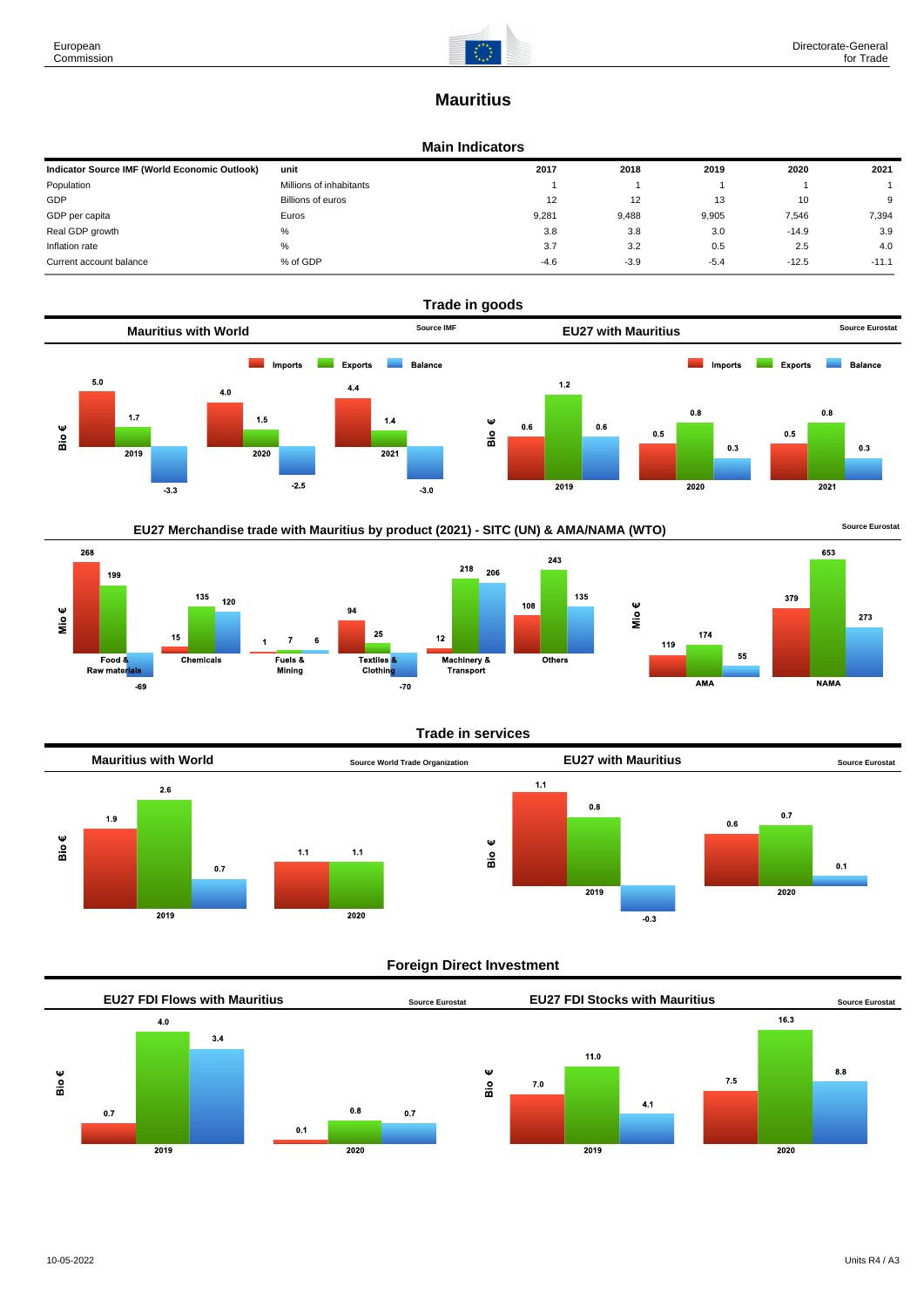# Mauritius

## Main Indicators

| Indicator Source IMF (World Economic Outlook) | unit | 2017 | 2018 | 2019 | 2020 | 2021 |
|---|---|---|---|---|---|---|
| Population | Millions of inhabitants | 1 | 1 | 1 | 1 | 1 |
| GDP | Billions of euros | 12 | 12 | 13 | 10 | 9 |
| GDP per capita | Euros | 9,281 | 9,488 | 9,905 | 7,546 | 7,394 |
| Real GDP growth | % | 3.8 | 3.8 | 3.0 | -14.9 | 3.9 |
| Inflation rate | % | 3.7 | 3.2 | 0.5 | 2.5 | 4.0 |
| Current account balance | % of GDP | -4.6 | -3.9 | -5.4 | -12.5 | -11.1 |

## Trade in goods

### Mauritius with World

Source IMF

Bio €

| | Imports | Exports | Balance |
|---|---|---|---|
| 2019 | 5.0 | 1.7 | -3.3 |
| 2020 | 4.0 | 1.5 | -2.5 |
| 2021 | 4.4 | 1.4 | -3.0 |

### EU27 with Mauritius

Source Eurostat

Bio €

| | Imports | Exports | Balance |
|---|---|---|---|
| 2019 | 0.6 | 1.2 | 0.6 |
| 2020 | 0.5 | 0.8 | 0.3 |
| 2021 | 0.5 | 0.8 | 0.3 |

### EU27 Merchandise trade with Mauritius by product (2021) - SITC (UN) & AMA/NAMA (WTO)

Source Eurostat

Mio €

| | Imports | Exports | Balance |
|---|---|---|---|
| Food & Raw materials | 268 | 199 | -69 |
| Chemicals | 15 | 135 | 120 |
| Fuels & Mining | 1 | 7 | 6 |
| Textiles & Clothing | 94 | 25 | -70 |
| Machinery & Transport | 12 | 218 | 206 |
| Others | 108 | 243 | 135 |
| AMA | 119 | 174 | 55 |
| NAMA | 379 | 653 | 273 |

## Trade in services

### Mauritius with World

Source World Trade Organization

Bio €

| | Imports | Exports | Balance |
|---|---|---|---|
| 2019 | 1.9 | 2.6 | 0.7 |
| 2020 | 1.1 | 1.1 | |

### EU27 with Mauritius

Source Eurostat

Bio €

| | Imports | Exports | Balance |
|---|---|---|---|
| 2019 | 1.1 | 0.8 | -0.3 |
| 2020 | 0.6 | 0.7 | 0.1 |

## Foreign Direct Investment

### EU27 FDI Flows with Mauritius

Source Eurostat

Bio €

| | Inward | Outward | Balance |
|---|---|---|---|
| 2019 | 0.7 | 4.0 | 3.4 |
| 2020 | 0.1 | 0.8 | 0.7 |

### EU27 FDI Stocks with Mauritius

Source Eurostat

Bio €

| | Inward | Outward | Balance |
|---|---|---|---|
| 2019 | 7.0 | 11.0 | 4.1 |
| 2020 | 7.5 | 16.3 | 8.8 |

10-05-2022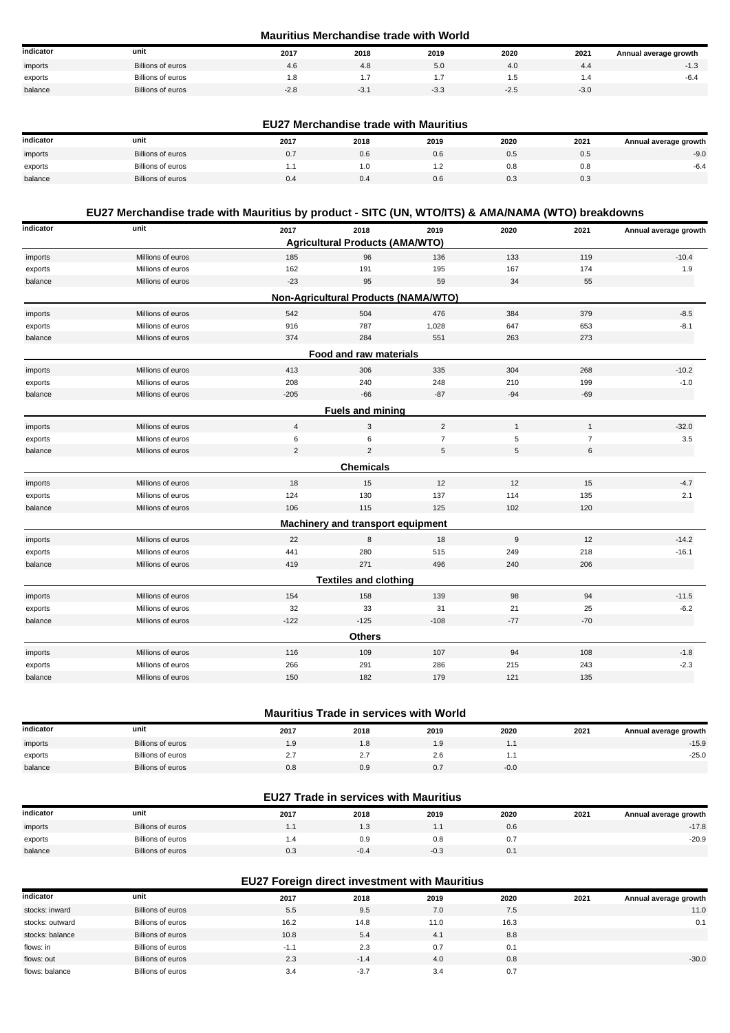### Mauritius Merchandise trade with World

| indicator | unit | 2017 | 2018 | 2019 | 2020 | 2021 | Annual average growth |
|---|---|---|---|---|---|---|---|
| imports | Billions of euros | 4.6 | 4.8 | 5.0 | 4.0 | 4.4 | -1.3 |
| exports | Billions of euros | 1.8 | 1.7 | 1.7 | 1.5 | 1.4 | -6.4 |
| balance | Billions of euros | -2.8 | -3.1 | -3.3 | -2.5 | -3.0 | |

### EU27 Merchandise trade with Mauritius

| indicator | unit | 2017 | 2018 | 2019 | 2020 | 2021 | Annual average growth |
|---|---|---|---|---|---|---|---|
| imports | Billions of euros | 0.7 | 0.6 | 0.6 | 0.5 | 0.5 | -9.0 |
| exports | Billions of euros | 1.1 | 1.0 | 1.2 | 0.8 | 0.8 | -6.4 |
| balance | Billions of euros | 0.4 | 0.4 | 0.6 | 0.3 | 0.3 | |

### EU27 Merchandise trade with Mauritius by product - SITC (UN, WTO/ITS) & AMA/NAMA (WTO) breakdowns

| indicator | unit | 2017 | 2018 | 2019 | 2020 | 2021 | Annual average growth |
|---|---|---|---|---|---|---|---|
| | | | **Agricultural Products (AMA/WTO)** | | | | |
| imports | Millions of euros | 185 | 96 | 136 | 133 | 119 | -10.4 |
| exports | Millions of euros | 162 | 191 | 195 | 167 | 174 | 1.9 |
| balance | Millions of euros | -23 | 95 | 59 | 34 | 55 | |
| | | | **Non-Agricultural Products (NAMA/WTO)** | | | | |
| imports | Millions of euros | 542 | 504 | 476 | 384 | 379 | -8.5 |
| exports | Millions of euros | 916 | 787 | 1,028 | 647 | 653 | -8.1 |
| balance | Millions of euros | 374 | 284 | 551 | 263 | 273 | |
| | | | **Food and raw materials** | | | | |
| imports | Millions of euros | 413 | 306 | 335 | 304 | 268 | -10.2 |
| exports | Millions of euros | 208 | 240 | 248 | 210 | 199 | -1.0 |
| balance | Millions of euros | -205 | -66 | -87 | -94 | -69 | |
| | | | **Fuels and mining** | | | | |
| imports | Millions of euros | 4 | 3 | 2 | 1 | 1 | -32.0 |
| exports | Millions of euros | 6 | 6 | 7 | 5 | 7 | 3.5 |
| balance | Millions of euros | 2 | 2 | 5 | 5 | 6 | |
| | | | **Chemicals** | | | | |
| imports | Millions of euros | 18 | 15 | 12 | 12 | 15 | -4.7 |
| exports | Millions of euros | 124 | 130 | 137 | 114 | 135 | 2.1 |
| balance | Millions of euros | 106 | 115 | 125 | 102 | 120 | |
| | | | **Machinery and transport equipment** | | | | |
| imports | Millions of euros | 22 | 8 | 18 | 9 | 12 | -14.2 |
| exports | Millions of euros | 441 | 280 | 515 | 249 | 218 | -16.1 |
| balance | Millions of euros | 419 | 271 | 496 | 240 | 206 | |
| | | | **Textiles and clothing** | | | | |
| imports | Millions of euros | 154 | 158 | 139 | 98 | 94 | -11.5 |
| exports | Millions of euros | 32 | 33 | 31 | 21 | 25 | -6.2 |
| balance | Millions of euros | -122 | -125 | -108 | -77 | -70 | |
| | | | **Others** | | | | |
| imports | Millions of euros | 116 | 109 | 107 | 94 | 108 | -1.8 |
| exports | Millions of euros | 266 | 291 | 286 | 215 | 243 | -2.3 |
| balance | Millions of euros | 150 | 182 | 179 | 121 | 135 | |

### Mauritius Trade in services with World

| indicator | unit | 2017 | 2018 | 2019 | 2020 | 2021 | Annual average growth |
|---|---|---|---|---|---|---|---|
| imports | Billions of euros | 1.9 | 1.8 | 1.9 | 1.1 | | -15.9 |
| exports | Billions of euros | 2.7 | 2.7 | 2.6 | 1.1 | | -25.0 |
| balance | Billions of euros | 0.8 | 0.9 | 0.7 | -0.0 | | |

### EU27 Trade in services with Mauritius

| indicator | unit | 2017 | 2018 | 2019 | 2020 | 2021 | Annual average growth |
|---|---|---|---|---|---|---|---|
| imports | Billions of euros | 1.1 | 1.3 | 1.1 | 0.6 | | -17.8 |
| exports | Billions of euros | 1.4 | 0.9 | 0.8 | 0.7 | | -20.9 |
| balance | Billions of euros | 0.3 | -0.4 | -0.3 | 0.1 | | |

### EU27 Foreign direct investment with Mauritius

| indicator | unit | 2017 | 2018 | 2019 | 2020 | 2021 | Annual average growth |
|---|---|---|---|---|---|---|---|
| stocks: inward | Billions of euros | 5.5 | 9.5 | 7.0 | 7.5 | | 11.0 |
| stocks: outward | Billions of euros | 16.2 | 14.8 | 11.0 | 16.3 | | 0.1 |
| stocks: balance | Billions of euros | 10.8 | 5.4 | 4.1 | 8.8 | | |
| flows: in | Billions of euros | -1.1 | 2.3 | 0.7 | 0.1 | | |
| flows: out | Billions of euros | 2.3 | -1.4 | 4.0 | 0.8 | | -30.0 |
| flows: balance | Billions of euros | 3.4 | -3.7 | 3.4 | 0.7 | | |